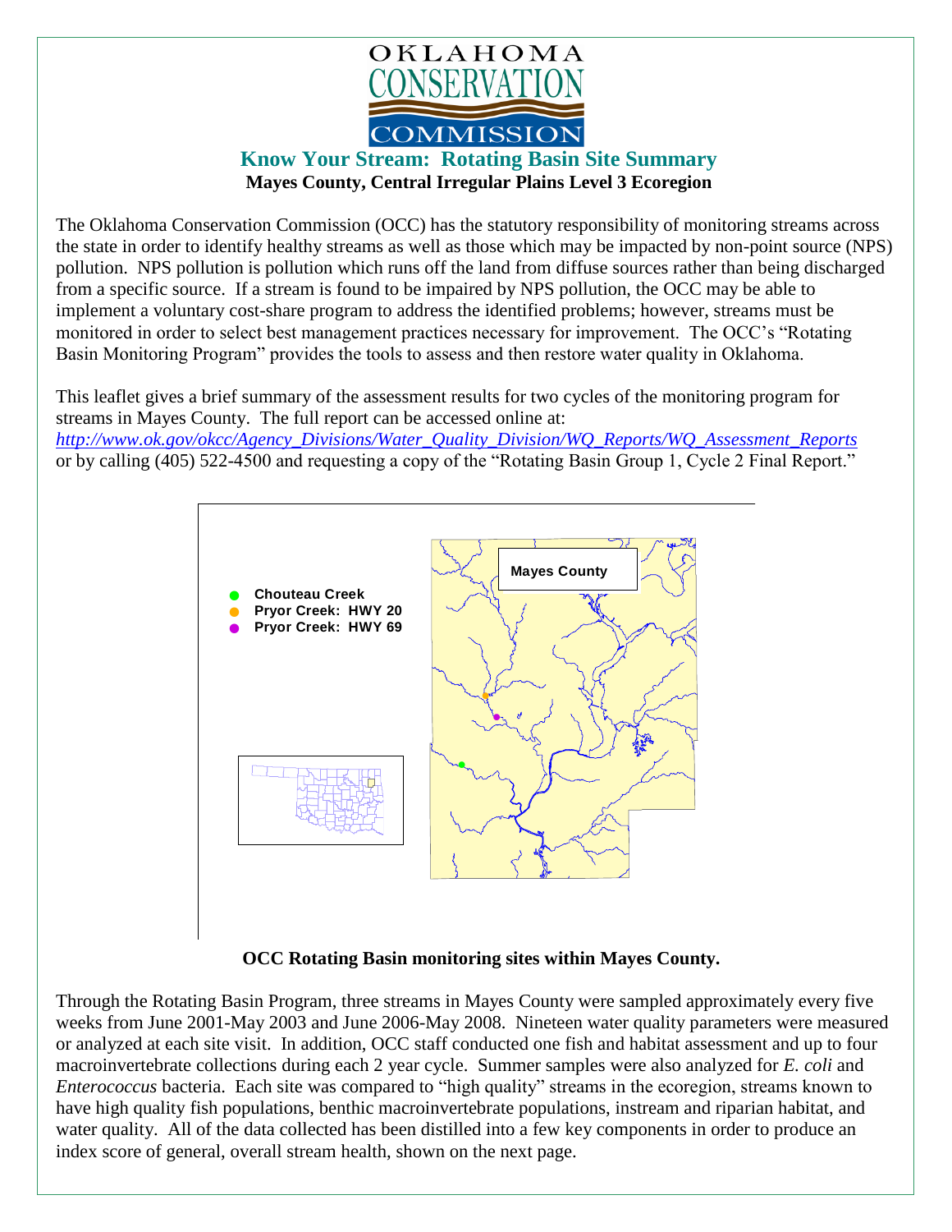OKLAHOMA CONSERVATION COMMISSION

# Know Your Stream: Rotating Basin Site Summary

**Mayes County, Central Irregular Plains Level 3 Ecoregion**

The Oklahoma Conservation Commission (OCC) has the statutory responsibility of monitoring streams across the state in order to identify healthy streams as well as those which may be impacted by non-point source (NPS) pollution. NPS pollution is pollution which runs off the land from diffuse sources rather than being discharged from a specific source. If a stream is found to be impaired by NPS pollution, the OCC may be able to implement a voluntary cost-share program to address the identified problems; however, streams must be monitored in order to select best management practices necessary for improvement. The OCC's "Rotating Basin Monitoring Program" provides the tools to assess and then restore water quality in Oklahoma.

This leaflet gives a brief summary of the assessment results for two cycles of the monitoring program for streams in Mayes County. The full report can be accessed online at:
*http://www.ok.gov/okcc/Agency_Divisions/Water_Quality_Division/WQ_Reports/WQ_Assessment_Reports*
or by calling (405) 522-4500 and requesting a copy of the "Rotating Basin Group 1, Cycle 2 Final Report."

Mayes County

- Chouteau Creek
- Pryor Creek: HWY 20
- Pryor Creek: HWY 69

**OCC Rotating Basin monitoring sites within Mayes County.**

Through the Rotating Basin Program, three streams in Mayes County were sampled approximately every five weeks from June 2001-May 2003 and June 2006-May 2008. Nineteen water quality parameters were measured or analyzed at each site visit. In addition, OCC staff conducted one fish and habitat assessment and up to four macroinvertebrate collections during each 2 year cycle. Summer samples were also analyzed for *E. coli* and *Enterococcus* bacteria. Each site was compared to "high quality" streams in the ecoregion, streams known to have high quality fish populations, benthic macroinvertebrate populations, instream and riparian habitat, and water quality. All of the data collected has been distilled into a few key components in order to produce an index score of general, overall stream health, shown on the next page.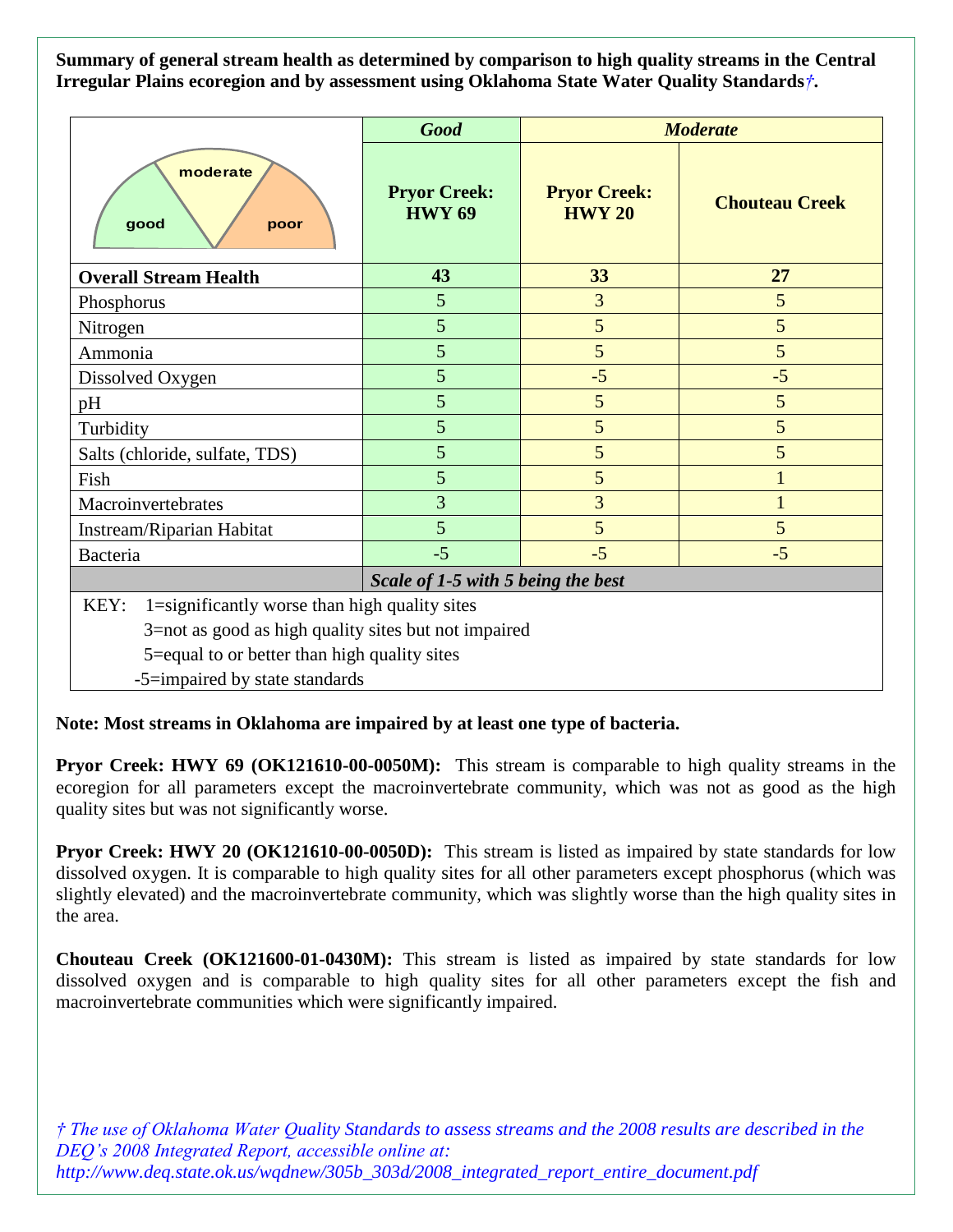**Summary of general stream health as determined by comparison to high quality streams in the Central Irregular Plains ecoregion and by assessment using Oklahoma State Water Quality Standards*†*.**

| | *Good* | *Moderate* | |
|---|---|---|---|
| | **Pryor Creek: HWY 69** | **Pryor Creek: HWY 20** | **Chouteau Creek** |
| **Overall Stream Health** | **43** | **33** | **27** |
| Phosphorus | 5 | 3 | 5 |
| Nitrogen | 5 | 5 | 5 |
| Ammonia | 5 | 5 | 5 |
| Dissolved Oxygen | 5 | -5 | -5 |
| pH | 5 | 5 | 5 |
| Turbidity | 5 | 5 | 5 |
| Salts (chloride, sulfate, TDS) | 5 | 5 | 5 |
| Fish | 5 | 5 | 1 |
| Macroinvertebrates | 3 | 3 | 1 |
| Instream/Riparian Habitat | 5 | 5 | 5 |
| Bacteria | -5 | -5 | -5 |
| | ***Scale of 1-5 with 5 being the best*** | | |

KEY: 1=significantly worse than high quality sites
3=not as good as high quality sites but not impaired
5=equal to or better than high quality sites
-5=impaired by state standards

**Note: Most streams in Oklahoma are impaired by at least one type of bacteria.**

**Pryor Creek: HWY 69 (OK121610-00-0050M):** This stream is comparable to high quality streams in the ecoregion for all parameters except the macroinvertebrate community, which was not as good as the high quality sites but was not significantly worse.

**Pryor Creek: HWY 20 (OK121610-00-0050D):** This stream is listed as impaired by state standards for low dissolved oxygen. It is comparable to high quality sites for all other parameters except phosphorus (which was slightly elevated) and the macroinvertebrate community, which was slightly worse than the high quality sites in the area.

**Chouteau Creek (OK121600-01-0430M):** This stream is listed as impaired by state standards for low dissolved oxygen and is comparable to high quality sites for all other parameters except the fish and macroinvertebrate communities which were significantly impaired.

*† The use of Oklahoma Water Quality Standards to assess streams and the 2008 results are described in the DEQ's 2008 Integrated Report, accessible online at: http://www.deq.state.ok.us/wqdnew/305b_303d/2008_integrated_report_entire_document.pdf*